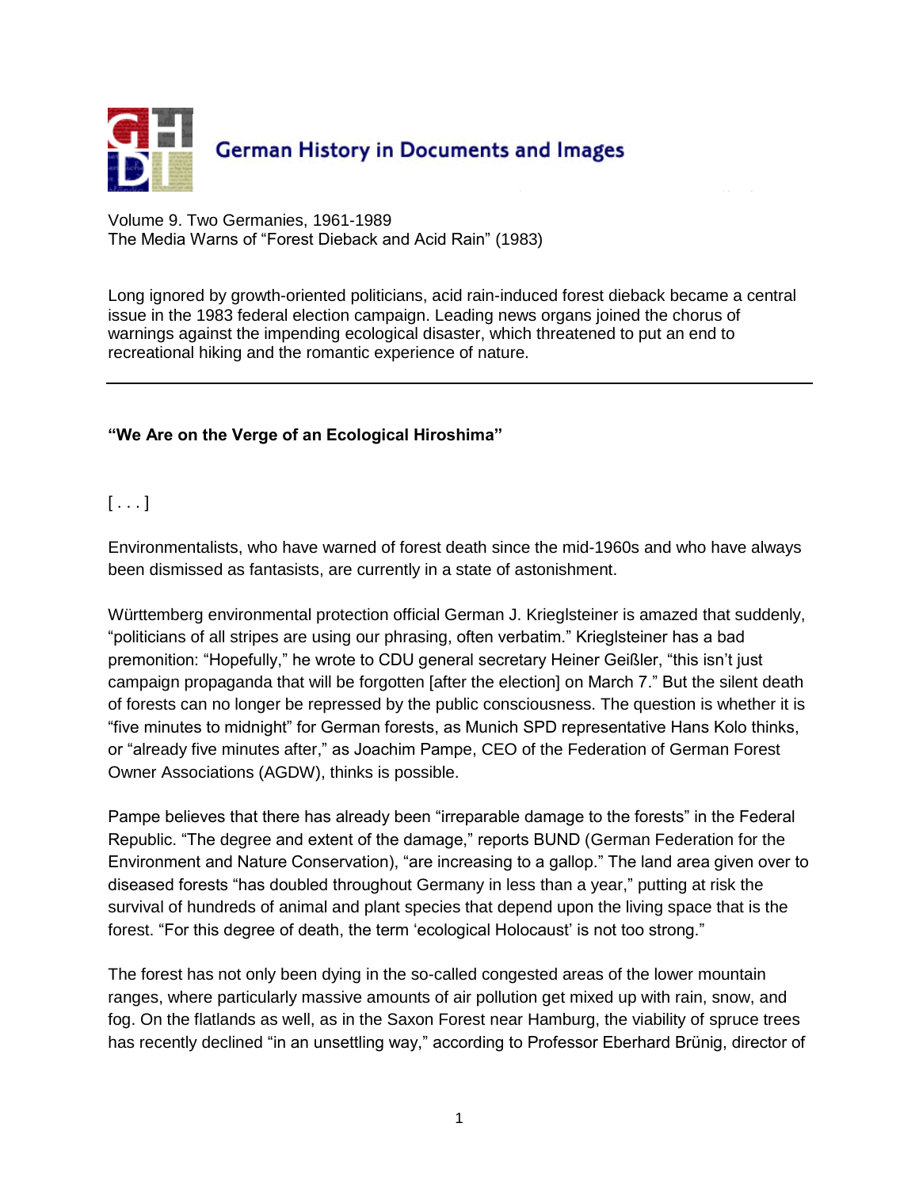German History in Documents and Images

Volume 9. Two Germanies, 1961-1989
The Media Warns of "Forest Dieback and Acid Rain" (1983)

Long ignored by growth-oriented politicians, acid rain-induced forest dieback became a central issue in the 1983 federal election campaign. Leading news organs joined the chorus of warnings against the impending ecological disaster, which threatened to put an end to recreational hiking and the romantic experience of nature.

---

**"We Are on the Verge of an Ecological Hiroshima"**

[ . . . ]

Environmentalists, who have warned of forest death since the mid-1960s and who have always been dismissed as fantasists, are currently in a state of astonishment.

Württemberg environmental protection official German J. Krieglsteiner is amazed that suddenly, "politicians of all stripes are using our phrasing, often verbatim." Krieglsteiner has a bad premonition: "Hopefully," he wrote to CDU general secretary Heiner Geißler, "this isn't just campaign propaganda that will be forgotten [after the election] on March 7." But the silent death of forests can no longer be repressed by the public consciousness. The question is whether it is "five minutes to midnight" for German forests, as Munich SPD representative Hans Kolo thinks, or "already five minutes after," as Joachim Pampe, CEO of the Federation of German Forest Owner Associations (AGDW), thinks is possible.

Pampe believes that there has already been "irreparable damage to the forests" in the Federal Republic. "The degree and extent of the damage," reports BUND (German Federation for the Environment and Nature Conservation), "are increasing to a gallop." The land area given over to diseased forests "has doubled throughout Germany in less than a year," putting at risk the survival of hundreds of animal and plant species that depend upon the living space that is the forest. "For this degree of death, the term 'ecological Holocaust' is not too strong."

The forest has not only been dying in the so-called congested areas of the lower mountain ranges, where particularly massive amounts of air pollution get mixed up with rain, snow, and fog. On the flatlands as well, as in the Saxon Forest near Hamburg, the viability of spruce trees has recently declined "in an unsettling way," according to Professor Eberhard Brünig, director of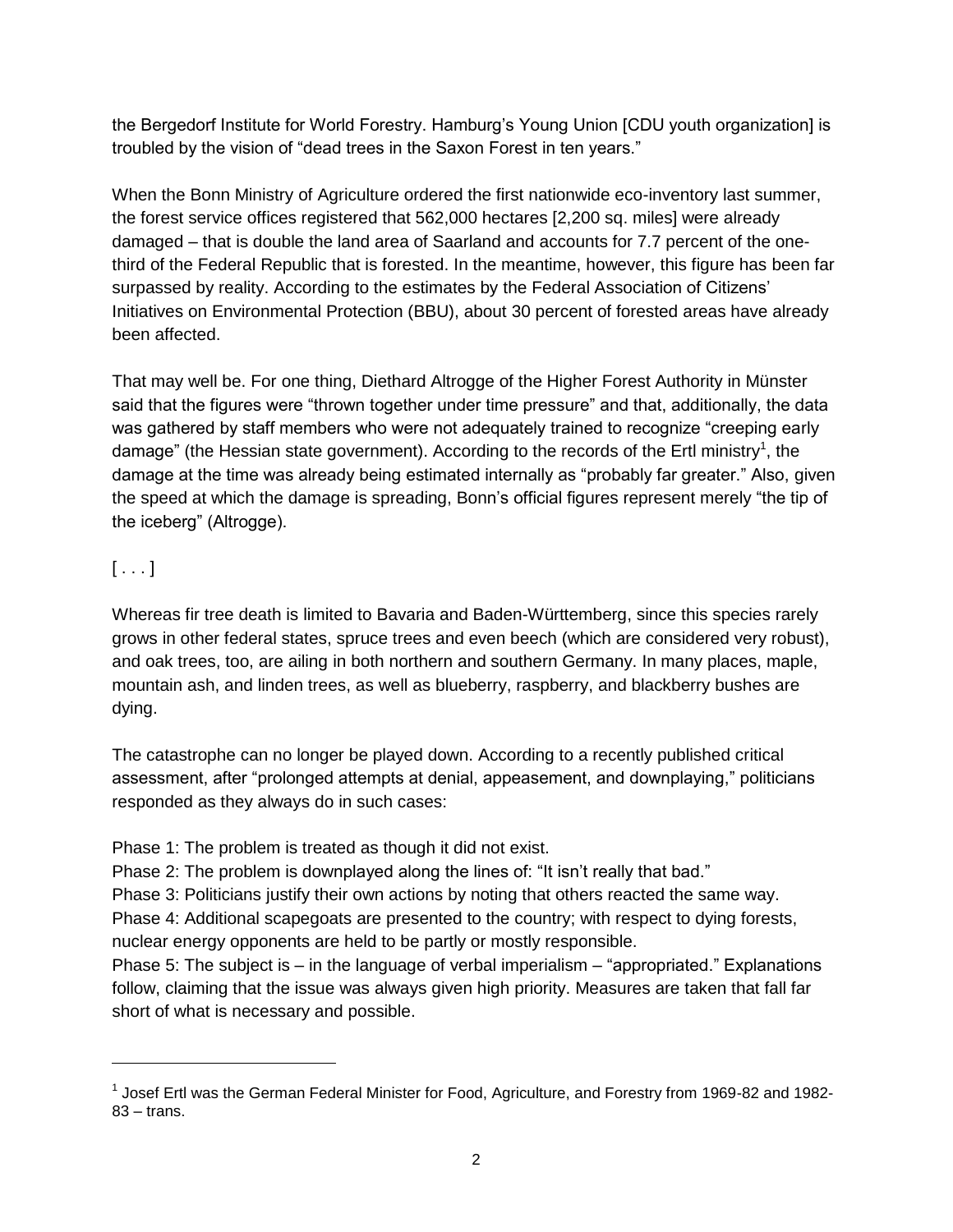the Bergedorf Institute for World Forestry. Hamburg's Young Union [CDU youth organization] is troubled by the vision of "dead trees in the Saxon Forest in ten years."

When the Bonn Ministry of Agriculture ordered the first nationwide eco-inventory last summer, the forest service offices registered that 562,000 hectares [2,200 sq. miles] were already damaged – that is double the land area of Saarland and accounts for 7.7 percent of the one-third of the Federal Republic that is forested. In the meantime, however, this figure has been far surpassed by reality. According to the estimates by the Federal Association of Citizens' Initiatives on Environmental Protection (BBU), about 30 percent of forested areas have already been affected.

That may well be. For one thing, Diethard Altrogge of the Higher Forest Authority in Münster said that the figures were "thrown together under time pressure" and that, additionally, the data was gathered by staff members who were not adequately trained to recognize "creeping early damage" (the Hessian state government). According to the records of the Ertl ministry[1], the damage at the time was already being estimated internally as "probably far greater." Also, given the speed at which the damage is spreading, Bonn's official figures represent merely "the tip of the iceberg" (Altrogge).

[ . . . ]

Whereas fir tree death is limited to Bavaria and Baden-Württemberg, since this species rarely grows in other federal states, spruce trees and even beech (which are considered very robust), and oak trees, too, are ailing in both northern and southern Germany. In many places, maple, mountain ash, and linden trees, as well as blueberry, raspberry, and blackberry bushes are dying.

The catastrophe can no longer be played down. According to a recently published critical assessment, after "prolonged attempts at denial, appeasement, and downplaying," politicians responded as they always do in such cases:

Phase 1: The problem is treated as though it did not exist.
Phase 2: The problem is downplayed along the lines of: "It isn't really that bad."
Phase 3: Politicians justify their own actions by noting that others reacted the same way.
Phase 4: Additional scapegoats are presented to the country; with respect to dying forests, nuclear energy opponents are held to be partly or mostly responsible.
Phase 5: The subject is – in the language of verbal imperialism – "appropriated." Explanations follow, claiming that the issue was always given high priority. Measures are taken that fall far short of what is necessary and possible.

---

[1] Josef Ertl was the German Federal Minister for Food, Agriculture, and Forestry from 1969-82 and 1982-83 – trans.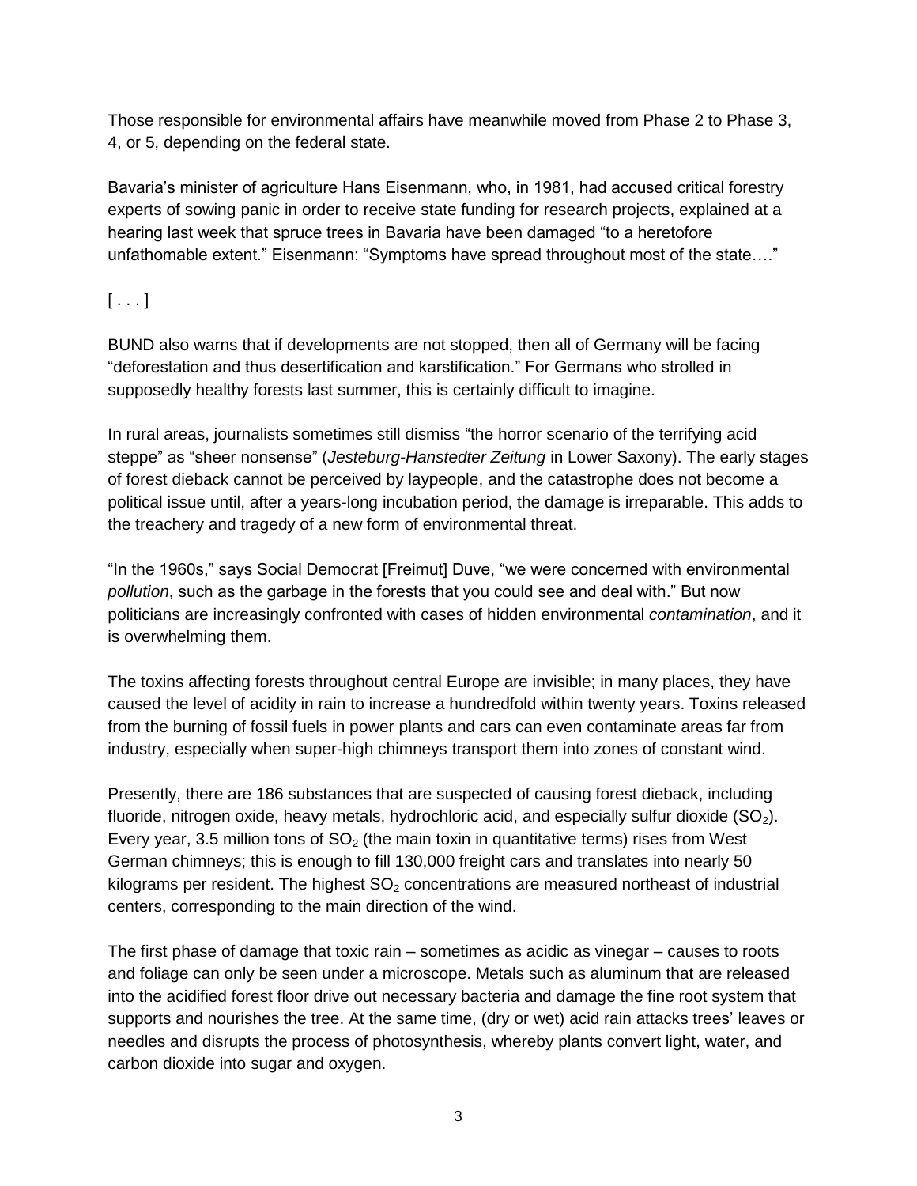Those responsible for environmental affairs have meanwhile moved from Phase 2 to Phase 3, 4, or 5, depending on the federal state.

Bavaria's minister of agriculture Hans Eisenmann, who, in 1981, had accused critical forestry experts of sowing panic in order to receive state funding for research projects, explained at a hearing last week that spruce trees in Bavaria have been damaged "to a heretofore unfathomable extent." Eisenmann: "Symptoms have spread throughout most of the state…."

[ . . . ]

BUND also warns that if developments are not stopped, then all of Germany will be facing "deforestation and thus desertification and karstification." For Germans who strolled in supposedly healthy forests last summer, this is certainly difficult to imagine.

In rural areas, journalists sometimes still dismiss "the horror scenario of the terrifying acid steppe" as "sheer nonsense" (*Jesteburg-Hanstedter Zeitung* in Lower Saxony). The early stages of forest dieback cannot be perceived by laypeople, and the catastrophe does not become a political issue until, after a years-long incubation period, the damage is irreparable. This adds to the treachery and tragedy of a new form of environmental threat.

"In the 1960s," says Social Democrat [Freimut] Duve, "we were concerned with environmental *pollution*, such as the garbage in the forests that you could see and deal with." But now politicians are increasingly confronted with cases of hidden environmental *contamination*, and it is overwhelming them.

The toxins affecting forests throughout central Europe are invisible; in many places, they have caused the level of acidity in rain to increase a hundredfold within twenty years. Toxins released from the burning of fossil fuels in power plants and cars can even contaminate areas far from industry, especially when super-high chimneys transport them into zones of constant wind.

Presently, there are 186 substances that are suspected of causing forest dieback, including fluoride, nitrogen oxide, heavy metals, hydrochloric acid, and especially sulfur dioxide ($SO_2$). Every year, 3.5 million tons of $SO_2$ (the main toxin in quantitative terms) rises from West German chimneys; this is enough to fill 130,000 freight cars and translates into nearly 50 kilograms per resident. The highest $SO_2$ concentrations are measured northeast of industrial centers, corresponding to the main direction of the wind.

The first phase of damage that toxic rain – sometimes as acidic as vinegar – causes to roots and foliage can only be seen under a microscope. Metals such as aluminum that are released into the acidified forest floor drive out necessary bacteria and damage the fine root system that supports and nourishes the tree. At the same time, (dry or wet) acid rain attacks trees' leaves or needles and disrupts the process of photosynthesis, whereby plants convert light, water, and carbon dioxide into sugar and oxygen.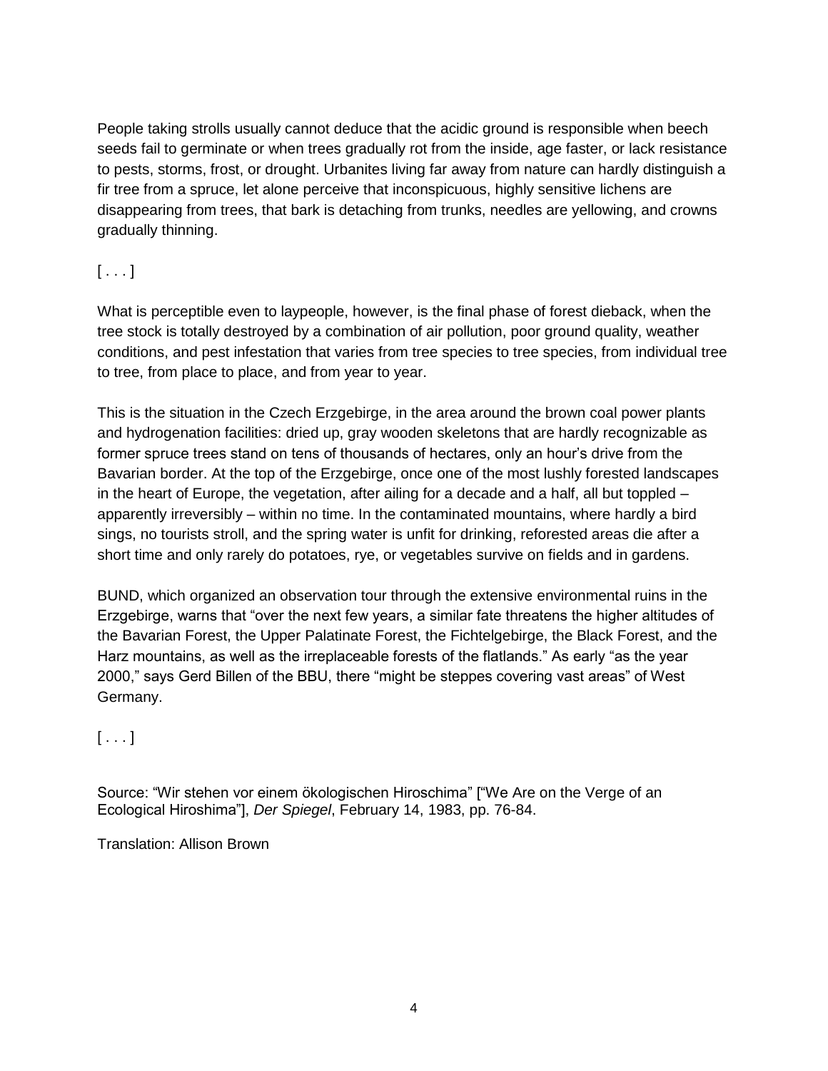People taking strolls usually cannot deduce that the acidic ground is responsible when beech seeds fail to germinate or when trees gradually rot from the inside, age faster, or lack resistance to pests, storms, frost, or drought. Urbanites living far away from nature can hardly distinguish a fir tree from a spruce, let alone perceive that inconspicuous, highly sensitive lichens are disappearing from trees, that bark is detaching from trunks, needles are yellowing, and crowns gradually thinning.

[ . . . ]

What is perceptible even to laypeople, however, is the final phase of forest dieback, when the tree stock is totally destroyed by a combination of air pollution, poor ground quality, weather conditions, and pest infestation that varies from tree species to tree species, from individual tree to tree, from place to place, and from year to year.

This is the situation in the Czech Erzgebirge, in the area around the brown coal power plants and hydrogenation facilities: dried up, gray wooden skeletons that are hardly recognizable as former spruce trees stand on tens of thousands of hectares, only an hour's drive from the Bavarian border. At the top of the Erzgebirge, once one of the most lushly forested landscapes in the heart of Europe, the vegetation, after ailing for a decade and a half, all but toppled – apparently irreversibly – within no time. In the contaminated mountains, where hardly a bird sings, no tourists stroll, and the spring water is unfit for drinking, reforested areas die after a short time and only rarely do potatoes, rye, or vegetables survive on fields and in gardens.

BUND, which organized an observation tour through the extensive environmental ruins in the Erzgebirge, warns that "over the next few years, a similar fate threatens the higher altitudes of the Bavarian Forest, the Upper Palatinate Forest, the Fichtelgebirge, the Black Forest, and the Harz mountains, as well as the irreplaceable forests of the flatlands." As early "as the year 2000," says Gerd Billen of the BBU, there "might be steppes covering vast areas" of West Germany.

[ . . . ]

Source: "Wir stehen vor einem ökologischen Hiroschima" ["We Are on the Verge of an Ecological Hiroshima"], *Der Spiegel*, February 14, 1983, pp. 76-84.

Translation: Allison Brown